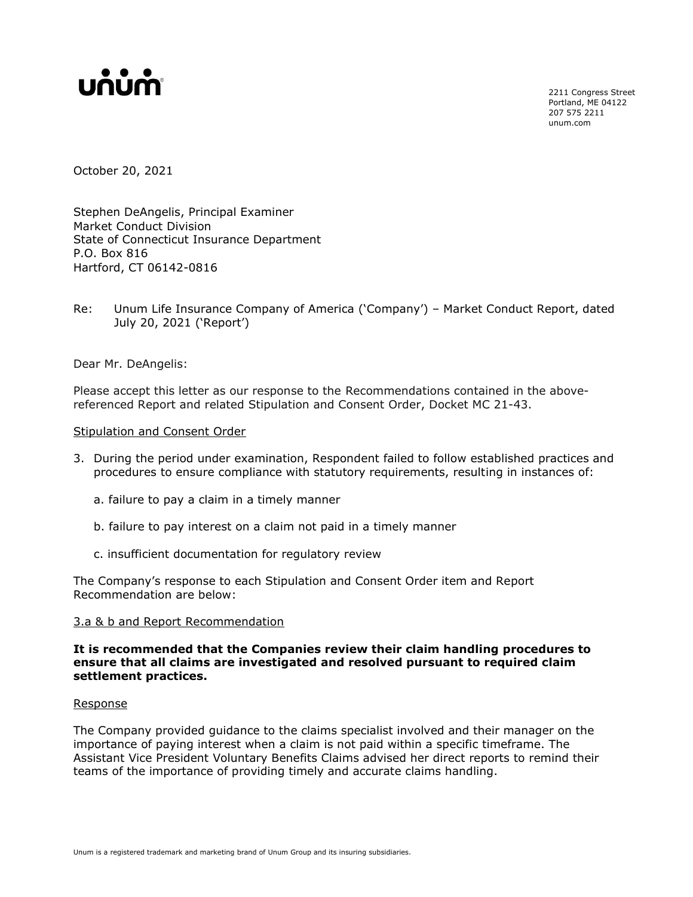unum

2211 Congress Street
Portland, ME 04122
207 575 2211
unum.com

October 20, 2021

Stephen DeAngelis, Principal Examiner
Market Conduct Division
State of Connecticut Insurance Department
P.O. Box 816
Hartford, CT 06142-0816

Re: Unum Life Insurance Company of America ('Company') – Market Conduct Report, dated July 20, 2021 ('Report')

Dear Mr. DeAngelis:

Please accept this letter as our response to the Recommendations contained in the above-referenced Report and related Stipulation and Consent Order, Docket MC 21-43.

Stipulation and Consent Order

3. During the period under examination, Respondent failed to follow established practices and procedures to ensure compliance with statutory requirements, resulting in instances of:

   a. failure to pay a claim in a timely manner

   b. failure to pay interest on a claim not paid in a timely manner

   c. insufficient documentation for regulatory review

The Company's response to each Stipulation and Consent Order item and Report Recommendation are below:

3.a & b and Report Recommendation

**It is recommended that the Companies review their claim handling procedures to ensure that all claims are investigated and resolved pursuant to required claim settlement practices.**

Response

The Company provided guidance to the claims specialist involved and their manager on the importance of paying interest when a claim is not paid within a specific timeframe. The Assistant Vice President Voluntary Benefits Claims advised her direct reports to remind their teams of the importance of providing timely and accurate claims handling.

Unum is a registered trademark and marketing brand of Unum Group and its insuring subsidiaries.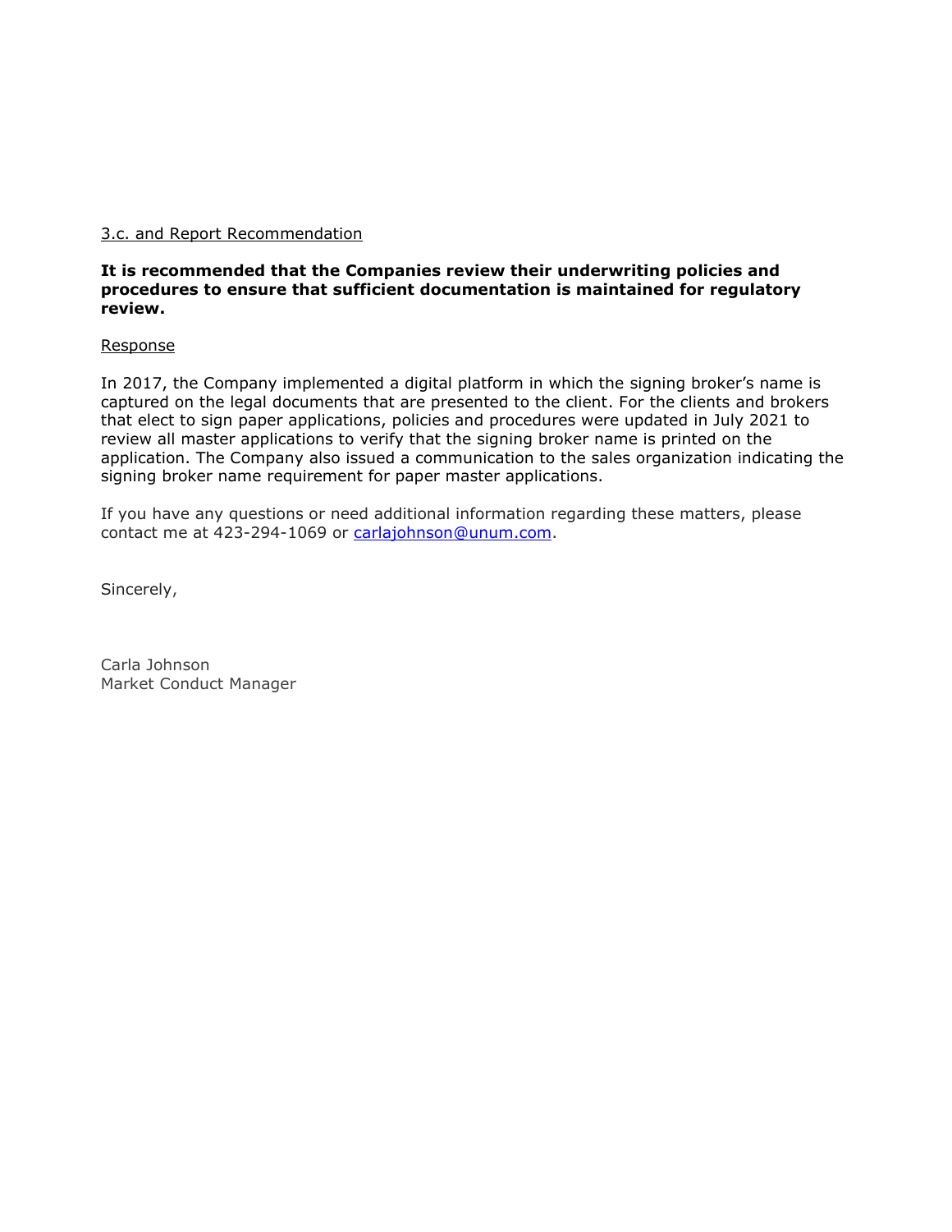<u>3.c. and Report Recommendation</u>

**It is recommended that the Companies review their underwriting policies and procedures to ensure that sufficient documentation is maintained for regulatory review.**

<u>Response</u>

In 2017, the Company implemented a digital platform in which the signing broker's name is captured on the legal documents that are presented to the client. For the clients and brokers that elect to sign paper applications, policies and procedures were updated in July 2021 to review all master applications to verify that the signing broker name is printed on the application. The Company also issued a communication to the sales organization indicating the signing broker name requirement for paper master applications.

If you have any questions or need additional information regarding these matters, please contact me at 423-294-1069 or carlajohnson@unum.com.

Sincerely,

Carla Johnson
Market Conduct Manager